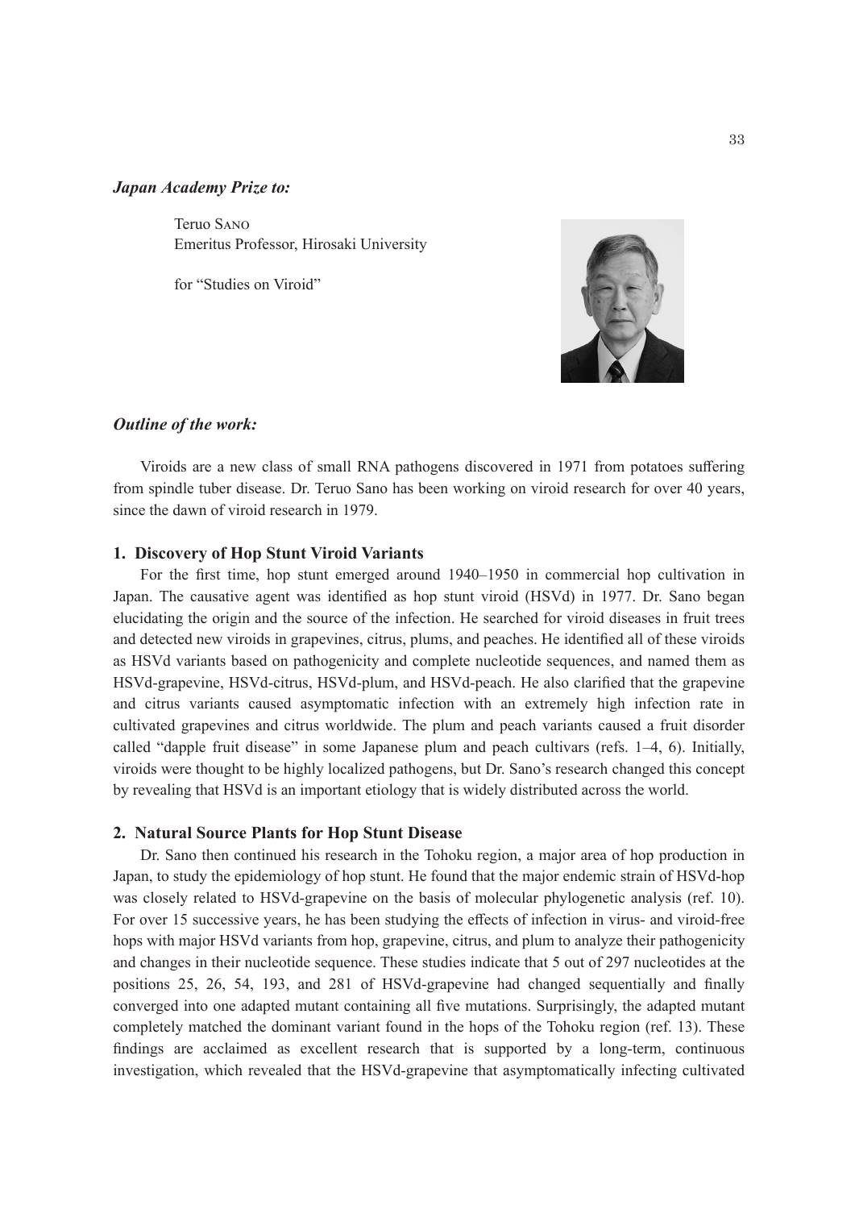***Japan Academy Prize to:***

Teruo Sano
Emeritus Professor, Hirosaki University

for "Studies on Viroid"

***Outline of the work:***

Viroids are a new class of small RNA pathogens discovered in 1971 from potatoes suffering from spindle tuber disease. Dr. Teruo Sano has been working on viroid research for over 40 years, since the dawn of viroid research in 1979.

**1. Discovery of Hop Stunt Viroid Variants**

For the first time, hop stunt emerged around 1940–1950 in commercial hop cultivation in Japan. The causative agent was identified as hop stunt viroid (HSVd) in 1977. Dr. Sano began elucidating the origin and the source of the infection. He searched for viroid diseases in fruit trees and detected new viroids in grapevines, citrus, plums, and peaches. He identified all of these viroids as HSVd variants based on pathogenicity and complete nucleotide sequences, and named them as HSVd-grapevine, HSVd-citrus, HSVd-plum, and HSVd-peach. He also clarified that the grapevine and citrus variants caused asymptomatic infection with an extremely high infection rate in cultivated grapevines and citrus worldwide. The plum and peach variants caused a fruit disorder called "dapple fruit disease" in some Japanese plum and peach cultivars (refs. 1–4, 6). Initially, viroids were thought to be highly localized pathogens, but Dr. Sano's research changed this concept by revealing that HSVd is an important etiology that is widely distributed across the world.

**2. Natural Source Plants for Hop Stunt Disease**

Dr. Sano then continued his research in the Tohoku region, a major area of hop production in Japan, to study the epidemiology of hop stunt. He found that the major endemic strain of HSVd-hop was closely related to HSVd-grapevine on the basis of molecular phylogenetic analysis (ref. 10). For over 15 successive years, he has been studying the effects of infection in virus- and viroid-free hops with major HSVd variants from hop, grapevine, citrus, and plum to analyze their pathogenicity and changes in their nucleotide sequence. These studies indicate that 5 out of 297 nucleotides at the positions 25, 26, 54, 193, and 281 of HSVd-grapevine had changed sequentially and finally converged into one adapted mutant containing all five mutations. Surprisingly, the adapted mutant completely matched the dominant variant found in the hops of the Tohoku region (ref. 13). These findings are acclaimed as excellent research that is supported by a long-term, continuous investigation, which revealed that the HSVd-grapevine that asymptomatically infecting cultivated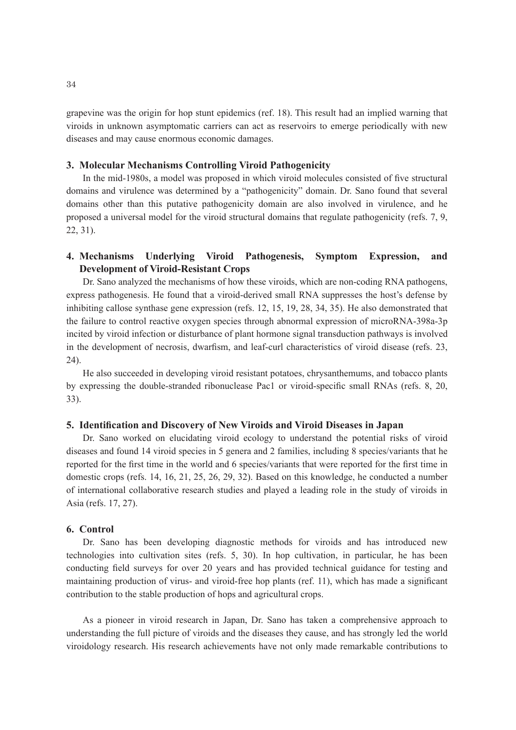grapevine was the origin for hop stunt epidemics (ref. 18). This result had an implied warning that viroids in unknown asymptomatic carriers can act as reservoirs to emerge periodically with new diseases and may cause enormous economic damages.

### 3. Molecular Mechanisms Controlling Viroid Pathogenicity

In the mid-1980s, a model was proposed in which viroid molecules consisted of five structural domains and virulence was determined by a "pathogenicity" domain. Dr. Sano found that several domains other than this putative pathogenicity domain are also involved in virulence, and he proposed a universal model for the viroid structural domains that regulate pathogenicity (refs. 7, 9, 22, 31).

### 4. Mechanisms Underlying Viroid Pathogenesis, Symptom Expression, and Development of Viroid-Resistant Crops

Dr. Sano analyzed the mechanisms of how these viroids, which are non-coding RNA pathogens, express pathogenesis. He found that a viroid-derived small RNA suppresses the host's defense by inhibiting callose synthase gene expression (refs. 12, 15, 19, 28, 34, 35). He also demonstrated that the failure to control reactive oxygen species through abnormal expression of microRNA-398a-3p incited by viroid infection or disturbance of plant hormone signal transduction pathways is involved in the development of necrosis, dwarfism, and leaf-curl characteristics of viroid disease (refs. 23, 24).

He also succeeded in developing viroid resistant potatoes, chrysanthemums, and tobacco plants by expressing the double-stranded ribonuclease Pac1 or viroid-specific small RNAs (refs. 8, 20, 33).

### 5. Identification and Discovery of New Viroids and Viroid Diseases in Japan

Dr. Sano worked on elucidating viroid ecology to understand the potential risks of viroid diseases and found 14 viroid species in 5 genera and 2 families, including 8 species/variants that he reported for the first time in the world and 6 species/variants that were reported for the first time in domestic crops (refs. 14, 16, 21, 25, 26, 29, 32). Based on this knowledge, he conducted a number of international collaborative research studies and played a leading role in the study of viroids in Asia (refs. 17, 27).

### 6. Control

Dr. Sano has been developing diagnostic methods for viroids and has introduced new technologies into cultivation sites (refs. 5, 30). In hop cultivation, in particular, he has been conducting field surveys for over 20 years and has provided technical guidance for testing and maintaining production of virus- and viroid-free hop plants (ref. 11), which has made a significant contribution to the stable production of hops and agricultural crops.

As a pioneer in viroid research in Japan, Dr. Sano has taken a comprehensive approach to understanding the full picture of viroids and the diseases they cause, and has strongly led the world viroidology research. His research achievements have not only made remarkable contributions to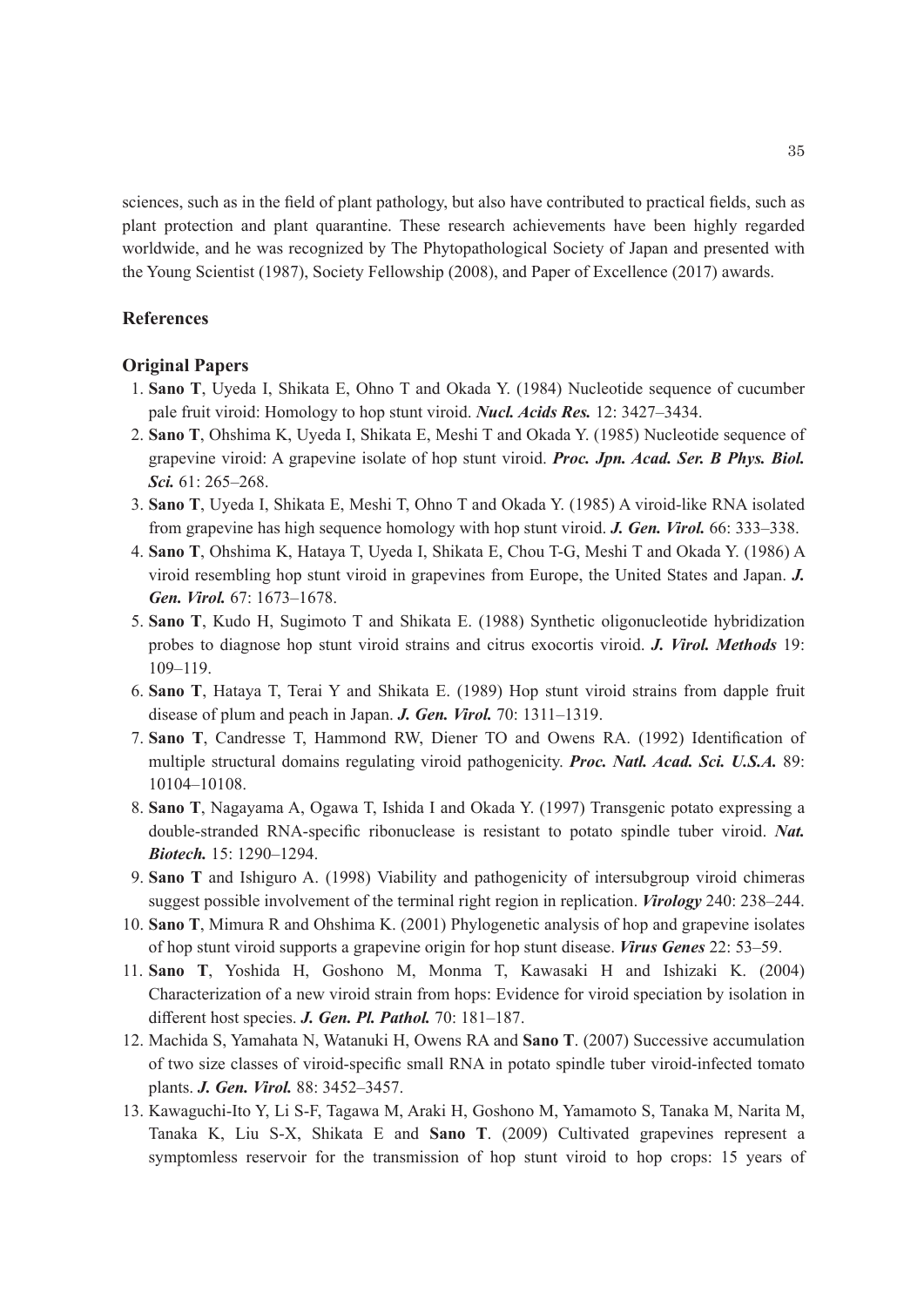sciences, such as in the field of plant pathology, but also have contributed to practical fields, such as plant protection and plant quarantine. These research achievements have been highly regarded worldwide, and he was recognized by The Phytopathological Society of Japan and presented with the Young Scientist (1987), Society Fellowship (2008), and Paper of Excellence (2017) awards.

## References

### Original Papers

1. **Sano T**, Uyeda I, Shikata E, Ohno T and Okada Y. (1984) Nucleotide sequence of cucumber pale fruit viroid: Homology to hop stunt viroid. ***Nucl. Acids Res.*** 12: 3427–3434.
2. **Sano T**, Ohshima K, Uyeda I, Shikata E, Meshi T and Okada Y. (1985) Nucleotide sequence of grapevine viroid: A grapevine isolate of hop stunt viroid. ***Proc. Jpn. Acad. Ser. B Phys. Biol. Sci.*** 61: 265–268.
3. **Sano T**, Uyeda I, Shikata E, Meshi T, Ohno T and Okada Y. (1985) A viroid-like RNA isolated from grapevine has high sequence homology with hop stunt viroid. ***J. Gen. Virol.*** 66: 333–338.
4. **Sano T**, Ohshima K, Hataya T, Uyeda I, Shikata E, Chou T-G, Meshi T and Okada Y. (1986) A viroid resembling hop stunt viroid in grapevines from Europe, the United States and Japan. ***J. Gen. Virol.*** 67: 1673–1678.
5. **Sano T**, Kudo H, Sugimoto T and Shikata E. (1988) Synthetic oligonucleotide hybridization probes to diagnose hop stunt viroid strains and citrus exocortis viroid. ***J. Virol. Methods*** 19: 109–119.
6. **Sano T**, Hataya T, Terai Y and Shikata E. (1989) Hop stunt viroid strains from dapple fruit disease of plum and peach in Japan. ***J. Gen. Virol.*** 70: 1311–1319.
7. **Sano T**, Candresse T, Hammond RW, Diener TO and Owens RA. (1992) Identification of multiple structural domains regulating viroid pathogenicity. ***Proc. Natl. Acad. Sci. U.S.A.*** 89: 10104–10108.
8. **Sano T**, Nagayama A, Ogawa T, Ishida I and Okada Y. (1997) Transgenic potato expressing a double-stranded RNA-specific ribonuclease is resistant to potato spindle tuber viroid. ***Nat. Biotech.*** 15: 1290–1294.
9. **Sano T** and Ishiguro A. (1998) Viability and pathogenicity of intersubgroup viroid chimeras suggest possible involvement of the terminal right region in replication. ***Virology*** 240: 238–244.
10. **Sano T**, Mimura R and Ohshima K. (2001) Phylogenetic analysis of hop and grapevine isolates of hop stunt viroid supports a grapevine origin for hop stunt disease. ***Virus Genes*** 22: 53–59.
11. **Sano T**, Yoshida H, Goshono M, Monma T, Kawasaki H and Ishizaki K. (2004) Characterization of a new viroid strain from hops: Evidence for viroid speciation by isolation in different host species. ***J. Gen. Pl. Pathol.*** 70: 181–187.
12. Machida S, Yamahata N, Watanuki H, Owens RA and **Sano T**. (2007) Successive accumulation of two size classes of viroid-specific small RNA in potato spindle tuber viroid-infected tomato plants. ***J. Gen. Virol.*** 88: 3452–3457.
13. Kawaguchi-Ito Y, Li S-F, Tagawa M, Araki H, Goshono M, Yamamoto S, Tanaka M, Narita M, Tanaka K, Liu S-X, Shikata E and **Sano T**. (2009) Cultivated grapevines represent a symptomless reservoir for the transmission of hop stunt viroid to hop crops: 15 years of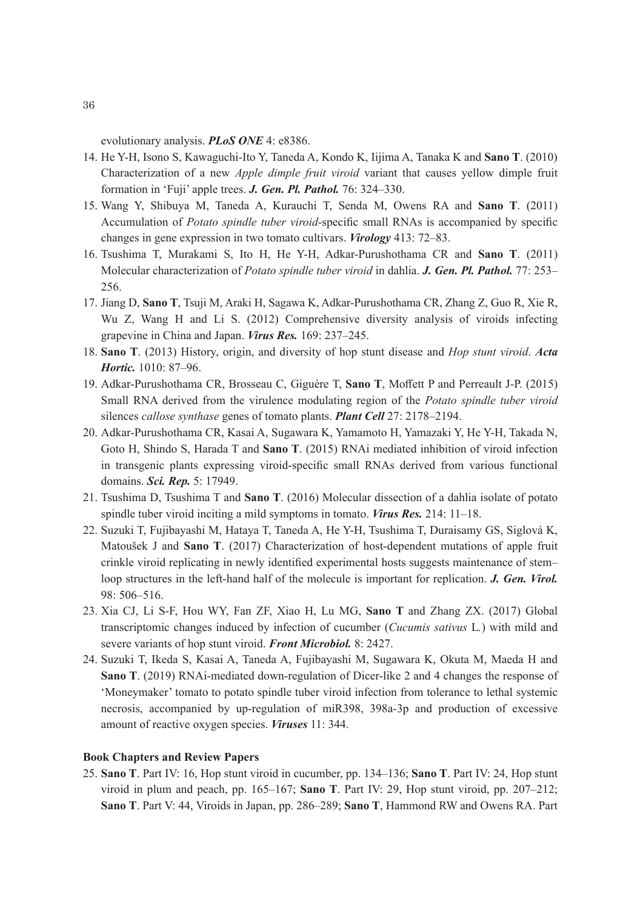evolutionary analysis. ***PLoS ONE*** 4: e8386.

14. He Y-H, Isono S, Kawaguchi-Ito Y, Taneda A, Kondo K, Iijima A, Tanaka K and **Sano T**. (2010) Characterization of a new *Apple dimple fruit viroid* variant that causes yellow dimple fruit formation in 'Fuji' apple trees. ***J. Gen. Pl. Pathol.*** 76: 324–330.
15. Wang Y, Shibuya M, Taneda A, Kurauchi T, Senda M, Owens RA and **Sano T**. (2011) Accumulation of *Potato spindle tuber viroid*-specific small RNAs is accompanied by specific changes in gene expression in two tomato cultivars. ***Virology*** 413: 72–83.
16. Tsushima T, Murakami S, Ito H, He Y-H, Adkar-Purushothama CR and **Sano T**. (2011) Molecular characterization of *Potato spindle tuber viroid* in dahlia. ***J. Gen. Pl. Pathol.*** 77: 253–256.
17. Jiang D, **Sano T**, Tsuji M, Araki H, Sagawa K, Adkar-Purushothama CR, Zhang Z, Guo R, Xie R, Wu Z, Wang H and Li S. (2012) Comprehensive diversity analysis of viroids infecting grapevine in China and Japan. ***Virus Res.*** 169: 237–245.
18. **Sano T**. (2013) History, origin, and diversity of hop stunt disease and *Hop stunt viroid*. ***Acta Hortic.*** 1010: 87–96.
19. Adkar-Purushothama CR, Brosseau C, Giguère T, **Sano T**, Moffett P and Perreault J-P. (2015) Small RNA derived from the virulence modulating region of the *Potato spindle tuber viroid* silences *callose synthase* genes of tomato plants. ***Plant Cell*** 27: 2178–2194.
20. Adkar-Purushothama CR, Kasai A, Sugawara K, Yamamoto H, Yamazaki Y, He Y-H, Takada N, Goto H, Shindo S, Harada T and **Sano T**. (2015) RNAi mediated inhibition of viroid infection in transgenic plants expressing viroid-specific small RNAs derived from various functional domains. ***Sci. Rep.*** 5: 17949.
21. Tsushima D, Tsushima T and **Sano T**. (2016) Molecular dissection of a dahlia isolate of potato spindle tuber viroid inciting a mild symptoms in tomato. ***Virus Res.*** 214: 11–18.
22. Suzuki T, Fujibayashi M, Hataya T, Taneda A, He Y-H, Tsushima T, Duraisamy GS, Siglová K, Matoušek J and **Sano T**. (2017) Characterization of host-dependent mutations of apple fruit crinkle viroid replicating in newly identified experimental hosts suggests maintenance of stem–loop structures in the left-hand half of the molecule is important for replication. ***J. Gen. Virol.*** 98: 506–516.
23. Xia CJ, Li S-F, Hou WY, Fan ZF, Xiao H, Lu MG, **Sano T** and Zhang ZX. (2017) Global transcriptomic changes induced by infection of cucumber (*Cucumis sativus* L.) with mild and severe variants of hop stunt viroid. ***Front Microbiol.*** 8: 2427.
24. Suzuki T, Ikeda S, Kasai A, Taneda A, Fujibayashi M, Sugawara K, Okuta M, Maeda H and **Sano T**. (2019) RNAi-mediated down-regulation of Dicer-like 2 and 4 changes the response of 'Moneymaker' tomato to potato spindle tuber viroid infection from tolerance to lethal systemic necrosis, accompanied by up-regulation of miR398, 398a-3p and production of excessive amount of reactive oxygen species. ***Viruses*** 11: 344.

**Book Chapters and Review Papers**

25. **Sano T**. Part IV: 16, Hop stunt viroid in cucumber, pp. 134–136; **Sano T**. Part IV: 24, Hop stunt viroid in plum and peach, pp. 165–167; **Sano T**. Part IV: 29, Hop stunt viroid, pp. 207–212; **Sano T**. Part V: 44, Viroids in Japan, pp. 286–289; **Sano T**, Hammond RW and Owens RA. Part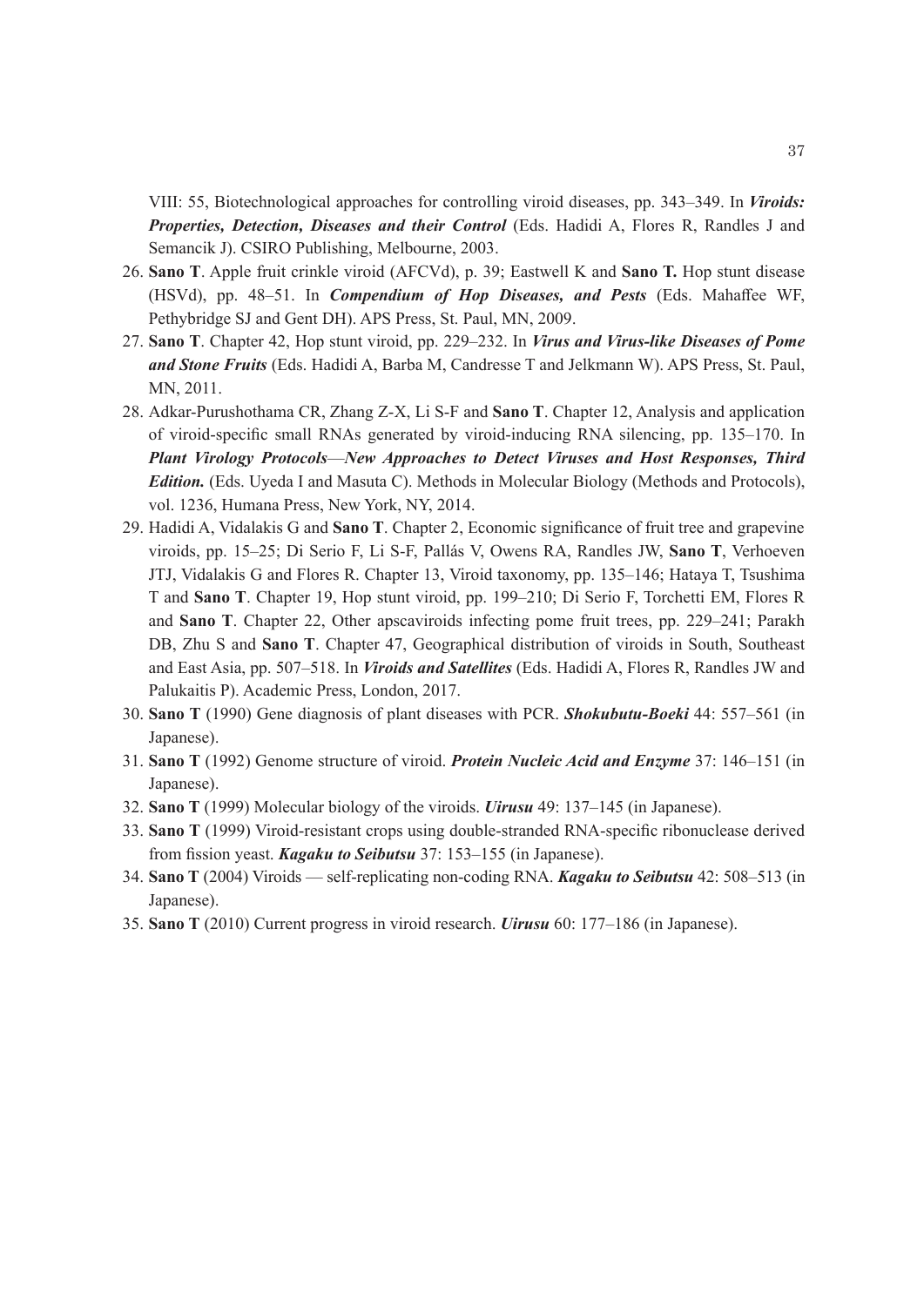VIII: 55, Biotechnological approaches for controlling viroid diseases, pp. 343–349. In ***Viroids: Properties, Detection, Diseases and their Control*** (Eds. Hadidi A, Flores R, Randles J and Semancik J). CSIRO Publishing, Melbourne, 2003.

26. **Sano T**. Apple fruit crinkle viroid (AFCVd), p. 39; Eastwell K and **Sano T.** Hop stunt disease (HSVd), pp. 48–51. In ***Compendium of Hop Diseases, and Pests*** (Eds. Mahaffee WF, Pethybridge SJ and Gent DH). APS Press, St. Paul, MN, 2009.
27. **Sano T**. Chapter 42, Hop stunt viroid, pp. 229–232. In ***Virus and Virus-like Diseases of Pome and Stone Fruits*** (Eds. Hadidi A, Barba M, Candresse T and Jelkmann W). APS Press, St. Paul, MN, 2011.
28. Adkar-Purushothama CR, Zhang Z-X, Li S-F and **Sano T**. Chapter 12, Analysis and application of viroid-specific small RNAs generated by viroid-inducing RNA silencing, pp. 135–170. In ***Plant Virology Protocols—New Approaches to Detect Viruses and Host Responses, Third Edition.*** (Eds. Uyeda I and Masuta C). Methods in Molecular Biology (Methods and Protocols), vol. 1236, Humana Press, New York, NY, 2014.
29. Hadidi A, Vidalakis G and **Sano T**. Chapter 2, Economic significance of fruit tree and grapevine viroids, pp. 15–25; Di Serio F, Li S-F, Pallás V, Owens RA, Randles JW, **Sano T**, Verhoeven JTJ, Vidalakis G and Flores R. Chapter 13, Viroid taxonomy, pp. 135–146; Hataya T, Tsushima T and **Sano T**. Chapter 19, Hop stunt viroid, pp. 199–210; Di Serio F, Torchetti EM, Flores R and **Sano T**. Chapter 22, Other apscaviroids infecting pome fruit trees, pp. 229–241; Parakh DB, Zhu S and **Sano T**. Chapter 47, Geographical distribution of viroids in South, Southeast and East Asia, pp. 507–518. In ***Viroids and Satellites*** (Eds. Hadidi A, Flores R, Randles JW and Palukaitis P). Academic Press, London, 2017.
30. **Sano T** (1990) Gene diagnosis of plant diseases with PCR. ***Shokubutu-Boeki*** 44: 557–561 (in Japanese).
31. **Sano T** (1992) Genome structure of viroid. ***Protein Nucleic Acid and Enzyme*** 37: 146–151 (in Japanese).
32. **Sano T** (1999) Molecular biology of the viroids. ***Uirusu*** 49: 137–145 (in Japanese).
33. **Sano T** (1999) Viroid-resistant crops using double-stranded RNA-specific ribonuclease derived from fission yeast. ***Kagaku to Seibutsu*** 37: 153–155 (in Japanese).
34. **Sano T** (2004) Viroids — self-replicating non-coding RNA. ***Kagaku to Seibutsu*** 42: 508–513 (in Japanese).
35. **Sano T** (2010) Current progress in viroid research. ***Uirusu*** 60: 177–186 (in Japanese).